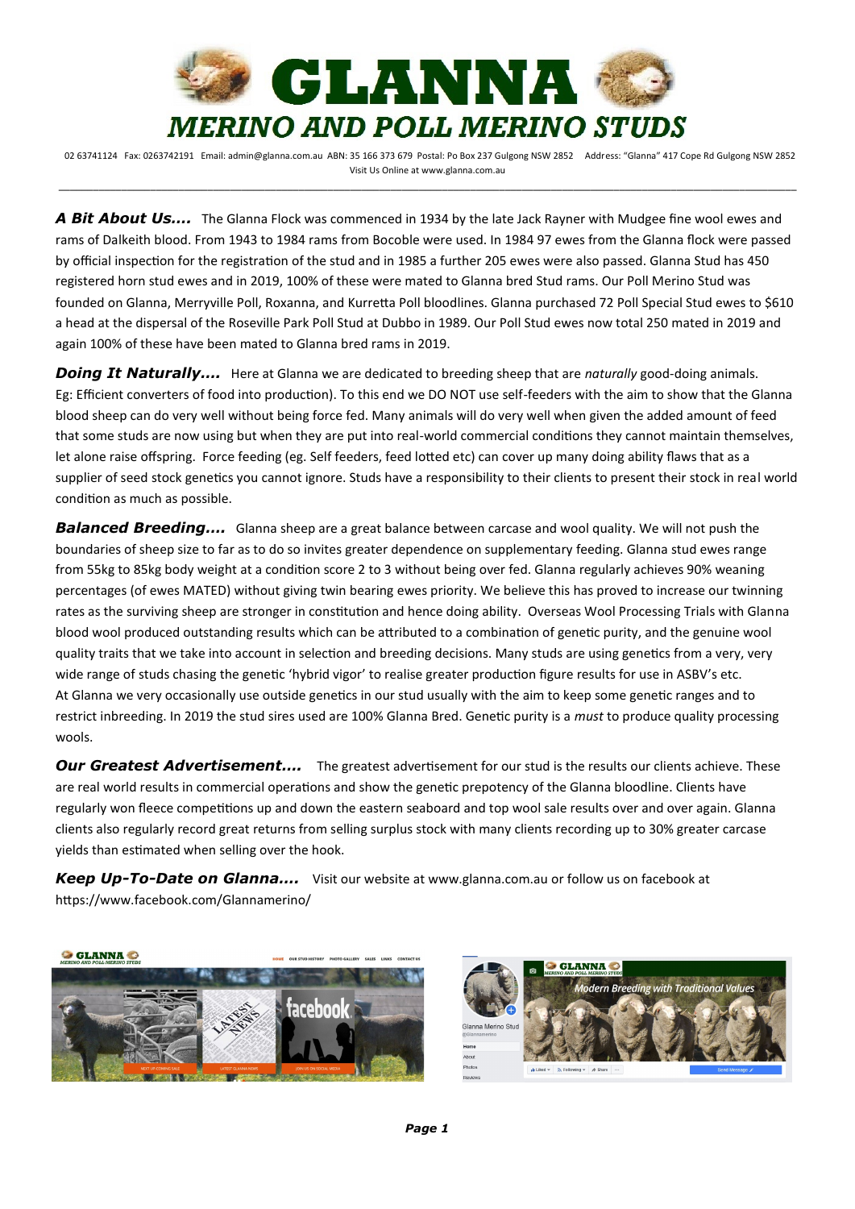# GLANNA

## MERINO AND POLL MERINO STUDS

02 63741124 Fax: 0263742191 Email: admin@glanna.com.au ABN: 35 166 373 679 Postal: Po Box 237 Gulgong NSW 2852 Address: "Glanna" 417 Cope Rd Gulgong NSW 2852
Visit Us Online at www.glanna.com.au

---

***A Bit About Us....*** The Glanna Flock was commenced in 1934 by the late Jack Rayner with Mudgee fine wool ewes and rams of Dalkeith blood. From 1943 to 1984 rams from Bocoble were used. In 1984 97 ewes from the Glanna flock were passed by official inspection for the registration of the stud and in 1985 a further 205 ewes were also passed. Glanna Stud has 450 registered horn stud ewes and in 2019, 100% of these were mated to Glanna bred Stud rams. Our Poll Merino Stud was founded on Glanna, Merryville Poll, Roxanna, and Kurretta Poll bloodlines. Glanna purchased 72 Poll Special Stud ewes to $610 a head at the dispersal of the Roseville Park Poll Stud at Dubbo in 1989. Our Poll Stud ewes now total 250 mated in 2019 and again 100% of these have been mated to Glanna bred rams in 2019.

***Doing It Naturally....*** Here at Glanna we are dedicated to breeding sheep that are *naturally* good-doing animals. Eg: Efficient converters of food into production). To this end we DO NOT use self-feeders with the aim to show that the Glanna blood sheep can do very well without being force fed. Many animals will do very well when given the added amount of feed that some studs are now using but when they are put into real-world commercial conditions they cannot maintain themselves, let alone raise offspring. Force feeding (eg. Self feeders, feed lotted etc) can cover up many doing ability flaws that as a supplier of seed stock genetics you cannot ignore. Studs have a responsibility to their clients to present their stock in real world condition as much as possible.

***Balanced Breeding....*** Glanna sheep are a great balance between carcase and wool quality. We will not push the boundaries of sheep size to far as to do so invites greater dependence on supplementary feeding. Glanna stud ewes range from 55kg to 85kg body weight at a condition score 2 to 3 without being over fed. Glanna regularly achieves 90% weaning percentages (of ewes MATED) without giving twin bearing ewes priority. We believe this has proved to increase our twinning rates as the surviving sheep are stronger in constitution and hence doing ability. Overseas Wool Processing Trials with Glanna blood wool produced outstanding results which can be attributed to a combination of genetic purity, and the genuine wool quality traits that we take into account in selection and breeding decisions. Many studs are using genetics from a very, very wide range of studs chasing the genetic 'hybrid vigor' to realise greater production figure results for use in ASBV's etc. At Glanna we very occasionally use outside genetics in our stud usually with the aim to keep some genetic ranges and to restrict inbreeding. In 2019 the stud sires used are 100% Glanna Bred. Genetic purity is a *must* to produce quality processing wools.

***Our Greatest Advertisement....*** The greatest advertisement for our stud is the results our clients achieve. These are real world results in commercial operations and show the genetic prepotency of the Glanna bloodline. Clients have regularly won fleece competitions up and down the eastern seaboard and top wool sale results over and over again. Glanna clients also regularly record great returns from selling surplus stock with many clients recording up to 30% greater carcase yields than estimated when selling over the hook.

***Keep Up-To-Date on Glanna....*** Visit our website at www.glanna.com.au or follow us on facebook at https://www.facebook.com/Glannamerino/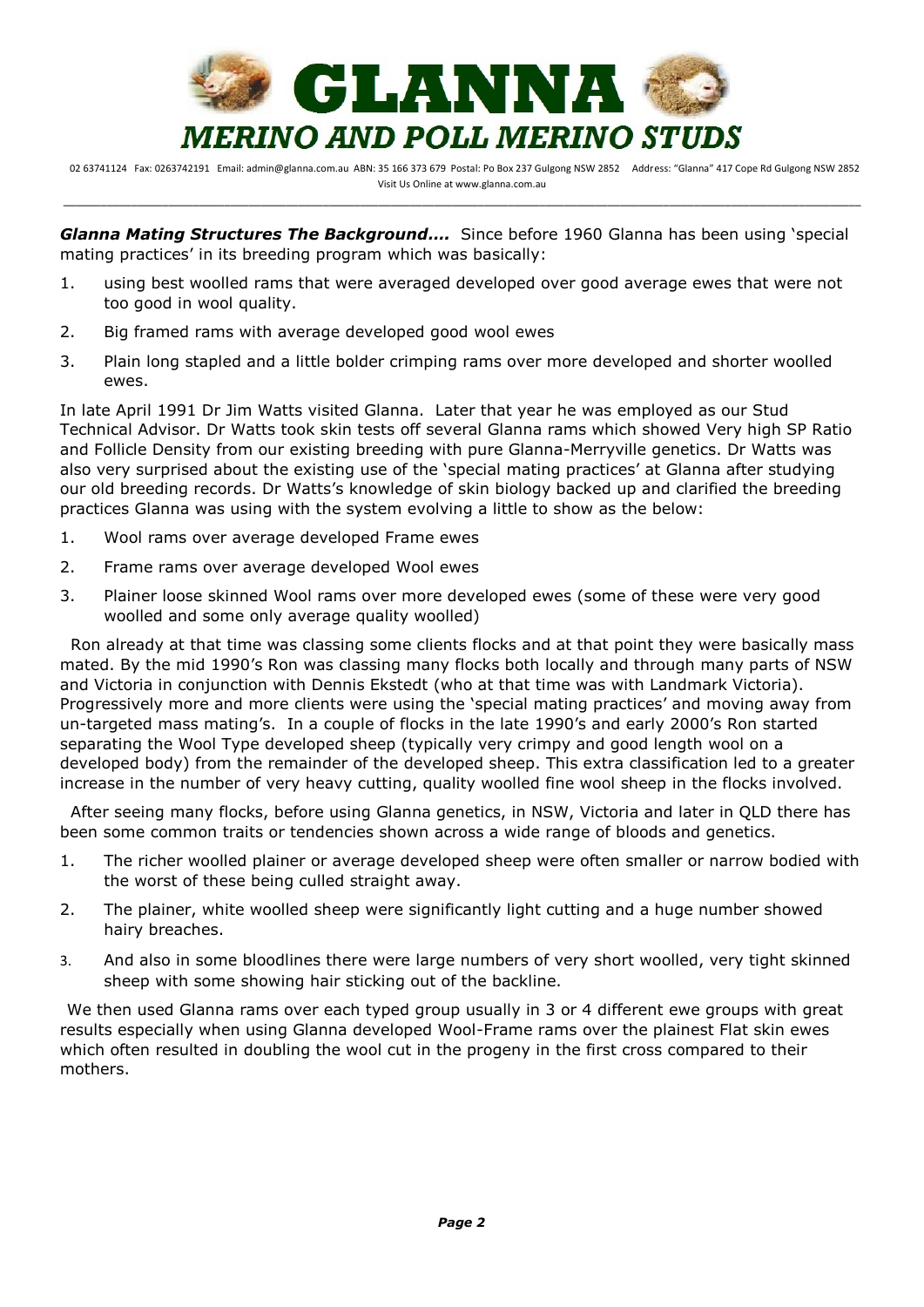***Glanna Mating Structures The Background....*** Since before 1960 Glanna has been using 'special mating practices' in its breeding program which was basically:

1. using best woolled rams that were averaged developed over good average ewes that were not too good in wool quality.
2. Big framed rams with average developed good wool ewes
3. Plain long stapled and a little bolder crimping rams over more developed and shorter woolled ewes.

In late April 1991 Dr Jim Watts visited Glanna. Later that year he was employed as our Stud Technical Advisor. Dr Watts took skin tests off several Glanna rams which showed Very high SP Ratio and Follicle Density from our existing breeding with pure Glanna-Merryville genetics. Dr Watts was also very surprised about the existing use of the 'special mating practices' at Glanna after studying our old breeding records. Dr Watts's knowledge of skin biology backed up and clarified the breeding practices Glanna was using with the system evolving a little to show as the below:

1. Wool rams over average developed Frame ewes
2. Frame rams over average developed Wool ewes
3. Plainer loose skinned Wool rams over more developed ewes (some of these were very good woolled and some only average quality woolled)

Ron already at that time was classing some clients flocks and at that point they were basically mass mated. By the mid 1990's Ron was classing many flocks both locally and through many parts of NSW and Victoria in conjunction with Dennis Ekstedt (who at that time was with Landmark Victoria). Progressively more and more clients were using the 'special mating practices' and moving away from un-targeted mass mating's. In a couple of flocks in the late 1990's and early 2000's Ron started separating the Wool Type developed sheep (typically very crimpy and good length wool on a developed body) from the remainder of the developed sheep. This extra classification led to a greater increase in the number of very heavy cutting, quality woolled fine wool sheep in the flocks involved.

After seeing many flocks, before using Glanna genetics, in NSW, Victoria and later in QLD there has been some common traits or tendencies shown across a wide range of bloods and genetics.

1. The richer woolled plainer or average developed sheep were often smaller or narrow bodied with the worst of these being culled straight away.
2. The plainer, white woolled sheep were significantly light cutting and a huge number showed hairy breaches.
3. And also in some bloodlines there were large numbers of very short woolled, very tight skinned sheep with some showing hair sticking out of the backline.

We then used Glanna rams over each typed group usually in 3 or 4 different ewe groups with great results especially when using Glanna developed Wool-Frame rams over the plainest Flat skin ewes which often resulted in doubling the wool cut in the progeny in the first cross compared to their mothers.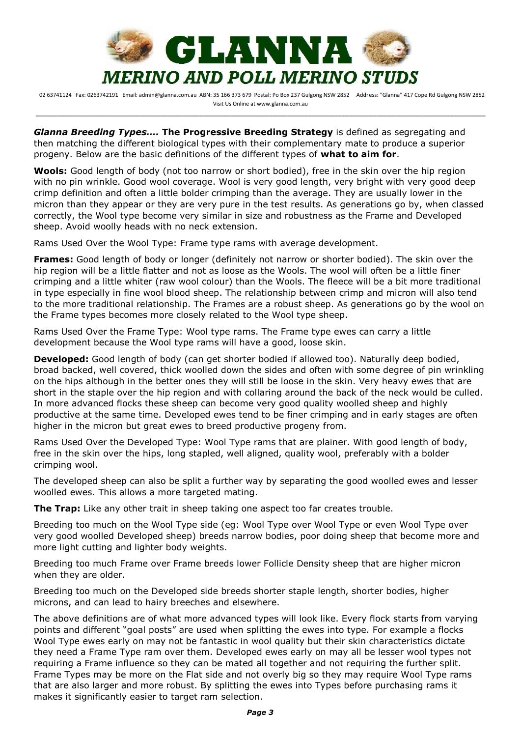***Glanna Breeding Types….* The Progressive Breeding Strategy** is defined as segregating and then matching the different biological types with their complementary mate to produce a superior progeny. Below are the basic definitions of the different types of **what to aim for**.

**Wools:** Good length of body (not too narrow or short bodied), free in the skin over the hip region with no pin wrinkle. Good wool coverage. Wool is very good length, very bright with very good deep crimp definition and often a little bolder crimping than the average. They are usually lower in the micron than they appear or they are very pure in the test results. As generations go by, when classed correctly, the Wool type become very similar in size and robustness as the Frame and Developed sheep. Avoid woolly heads with no neck extension.

Rams Used Over the Wool Type: Frame type rams with average development.

**Frames:** Good length of body or longer (definitely not narrow or shorter bodied). The skin over the hip region will be a little flatter and not as loose as the Wools. The wool will often be a little finer crimping and a little whiter (raw wool colour) than the Wools. The fleece will be a bit more traditional in type especially in fine wool blood sheep. The relationship between crimp and micron will also tend to the more traditional relationship. The Frames are a robust sheep. As generations go by the wool on the Frame types becomes more closely related to the Wool type sheep.

Rams Used Over the Frame Type: Wool type rams. The Frame type ewes can carry a little development because the Wool type rams will have a good, loose skin.

**Developed:** Good length of body (can get shorter bodied if allowed too). Naturally deep bodied, broad backed, well covered, thick woolled down the sides and often with some degree of pin wrinkling on the hips although in the better ones they will still be loose in the skin. Very heavy ewes that are short in the staple over the hip region and with collaring around the back of the neck would be culled. In more advanced flocks these sheep can become very good quality woolled sheep and highly productive at the same time. Developed ewes tend to be finer crimping and in early stages are often higher in the micron but great ewes to breed productive progeny from.

Rams Used Over the Developed Type: Wool Type rams that are plainer. With good length of body, free in the skin over the hips, long stapled, well aligned, quality wool, preferably with a bolder crimping wool.

The developed sheep can also be split a further way by separating the good woolled ewes and lesser woolled ewes. This allows a more targeted mating.

**The Trap:** Like any other trait in sheep taking one aspect too far creates trouble.

Breeding too much on the Wool Type side (eg: Wool Type over Wool Type or even Wool Type over very good woolled Developed sheep) breeds narrow bodies, poor doing sheep that become more and more light cutting and lighter body weights.

Breeding too much Frame over Frame breeds lower Follicle Density sheep that are higher micron when they are older.

Breeding too much on the Developed side breeds shorter staple length, shorter bodies, higher microns, and can lead to hairy breeches and elsewhere.

The above definitions are of what more advanced types will look like. Every flock starts from varying points and different "goal posts" are used when splitting the ewes into type. For example a flocks Wool Type ewes early on may not be fantastic in wool quality but their skin characteristics dictate they need a Frame Type ram over them. Developed ewes early on may all be lesser wool types not requiring a Frame influence so they can be mated all together and not requiring the further split. Frame Types may be more on the Flat side and not overly big so they may require Wool Type rams that are also larger and more robust. By splitting the ewes into Types before purchasing rams it makes it significantly easier to target ram selection.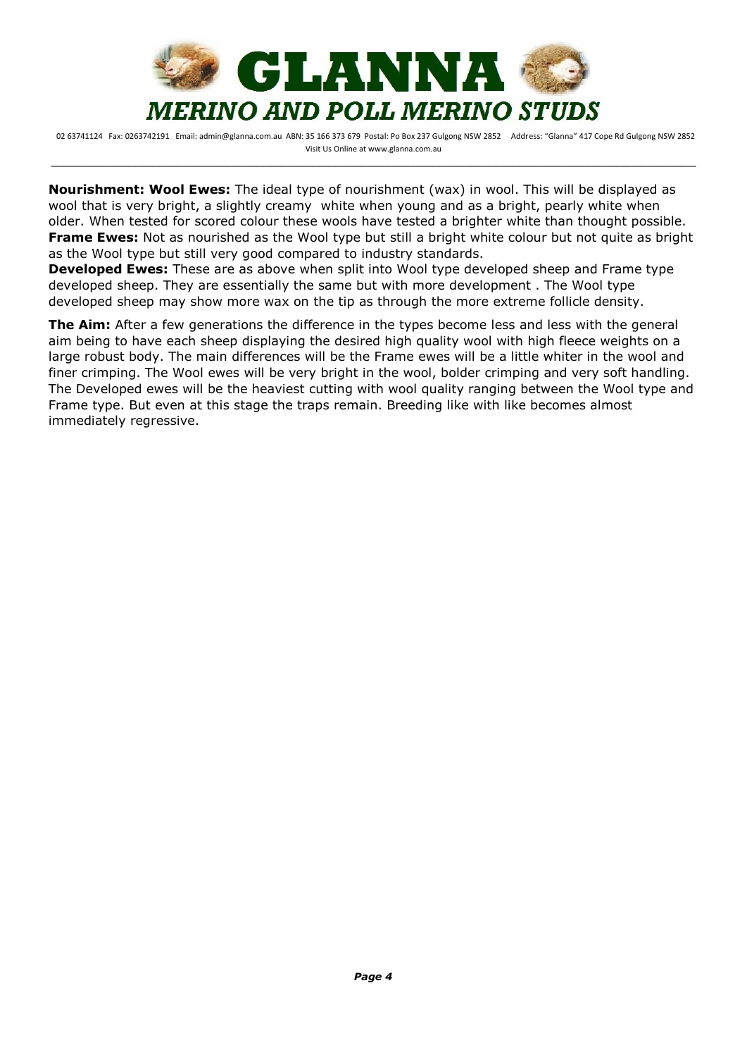**Nourishment: Wool Ewes:** The ideal type of nourishment (wax) in wool. This will be displayed as wool that is very bright, a slightly creamy white when young and as a bright, pearly white when older. When tested for scored colour these wools have tested a brighter white than thought possible.
**Frame Ewes:** Not as nourished as the Wool type but still a bright white colour but not quite as bright as the Wool type but still very good compared to industry standards.
**Developed Ewes:** These are as above when split into Wool type developed sheep and Frame type developed sheep. They are essentially the same but with more development . The Wool type developed sheep may show more wax on the tip as through the more extreme follicle density.

**The Aim:** After a few generations the difference in the types become less and less with the general aim being to have each sheep displaying the desired high quality wool with high fleece weights on a large robust body. The main differences will be the Frame ewes will be a little whiter in the wool and finer crimping. The Wool ewes will be very bright in the wool, bolder crimping and very soft handling. The Developed ewes will be the heaviest cutting with wool quality ranging between the Wool type and Frame type. But even at this stage the traps remain. Breeding like with like becomes almost immediately regressive.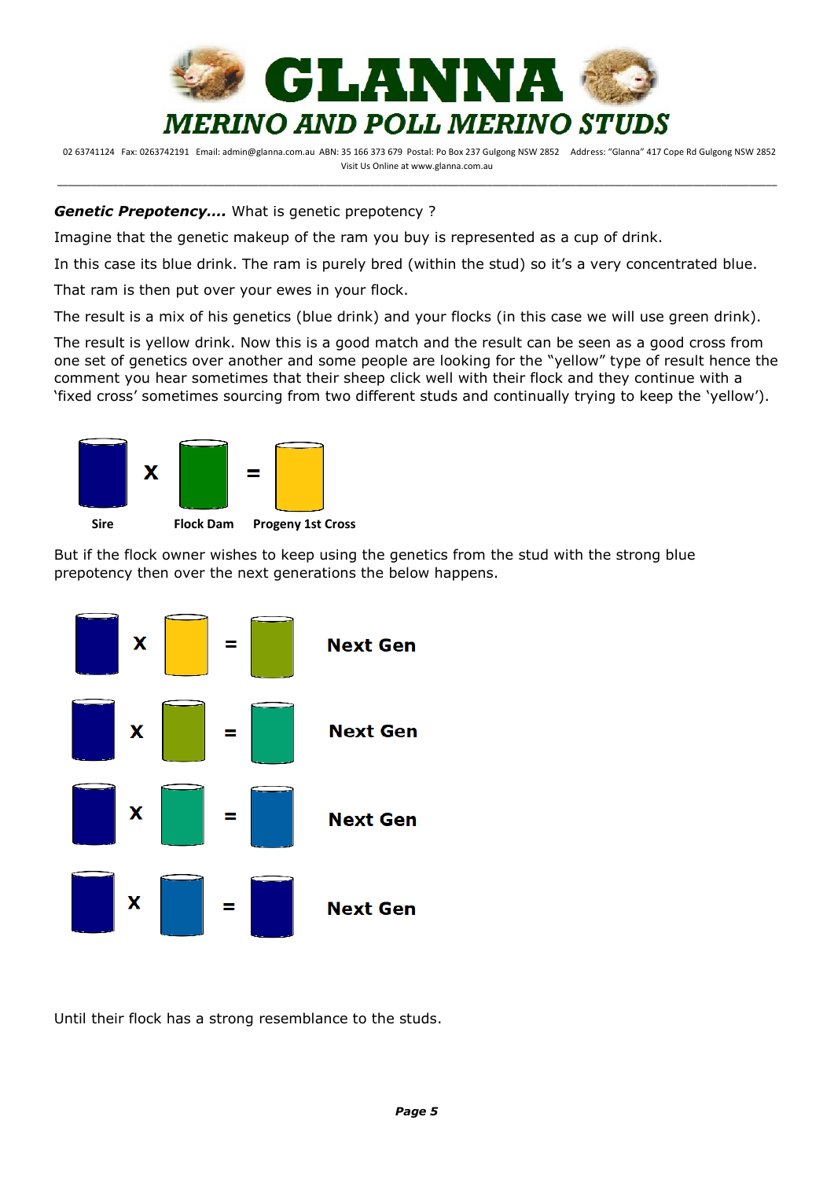***Genetic Prepotency....*** What is genetic prepotency ?

Imagine that the genetic makeup of the ram you buy is represented as a cup of drink.

In this case its blue drink. The ram is purely bred (within the stud) so it's a very concentrated blue.

That ram is then put over your ewes in your flock.

The result is a mix of his genetics (blue drink) and your flocks (in this case we will use green drink).

The result is yellow drink. Now this is a good match and the result can be seen as a good cross from one set of genetics over another and some people are looking for the "yellow" type of result hence the comment you hear sometimes that their sheep click well with their flock and they continue with a 'fixed cross' sometimes sourcing from two different studs and continually trying to keep the 'yellow').

**Sire** X **Flock Dam** = **Progeny 1st Cross**

But if the flock owner wishes to keep using the genetics from the stud with the strong blue prepotency then over the next generations the below happens.

X = **Next Gen**

X = **Next Gen**

X = **Next Gen**

X = **Next Gen**

Until their flock has a strong resemblance to the studs.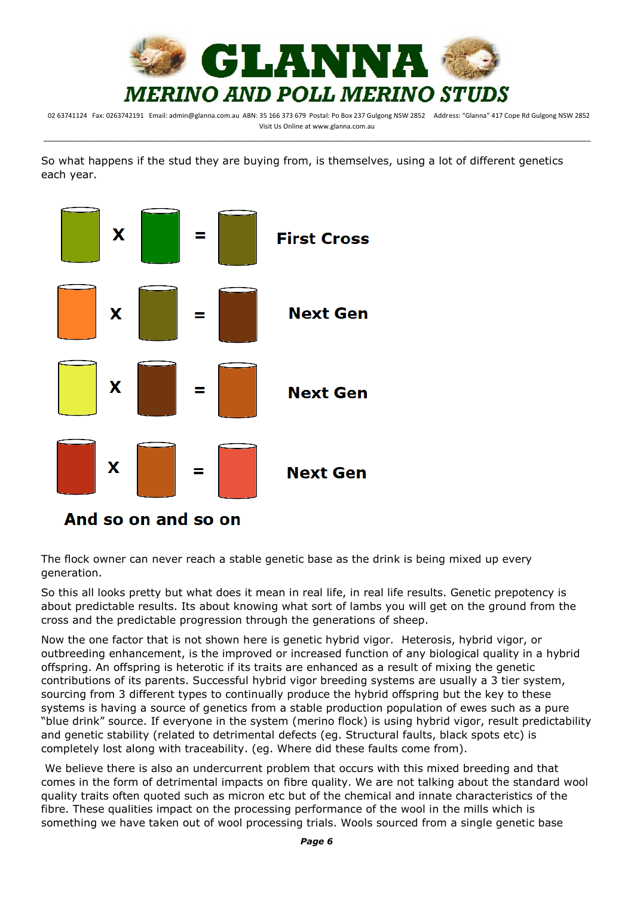So what happens if the stud they are buying from, is themselves, using a lot of different genetics each year.

X = **First Cross**

X = **Next Gen**

X = **Next Gen**

X = **Next Gen**

**And so on and so on**

The flock owner can never reach a stable genetic base as the drink is being mixed up every generation.

So this all looks pretty but what does it mean in real life, in real life results. Genetic prepotency is about predictable results. Its about knowing what sort of lambs you will get on the ground from the cross and the predictable progression through the generations of sheep.

Now the one factor that is not shown here is genetic hybrid vigor. Heterosis, hybrid vigor, or outbreeding enhancement, is the improved or increased function of any biological quality in a hybrid offspring. An offspring is heterotic if its traits are enhanced as a result of mixing the genetic contributions of its parents. Successful hybrid vigor breeding systems are usually a 3 tier system, sourcing from 3 different types to continually produce the hybrid offspring but the key to these systems is having a source of genetics from a stable production population of ewes such as a pure "blue drink" source. If everyone in the system (merino flock) is using hybrid vigor, result predictability and genetic stability (related to detrimental defects (eg. Structural faults, black spots etc) is completely lost along with traceability. (eg. Where did these faults come from).

We believe there is also an undercurrent problem that occurs with this mixed breeding and that comes in the form of detrimental impacts on fibre quality. We are not talking about the standard wool quality traits often quoted such as micron etc but of the chemical and innate characteristics of the fibre. These qualities impact on the processing performance of the wool in the mills which is something we have taken out of wool processing trials. Wools sourced from a single genetic base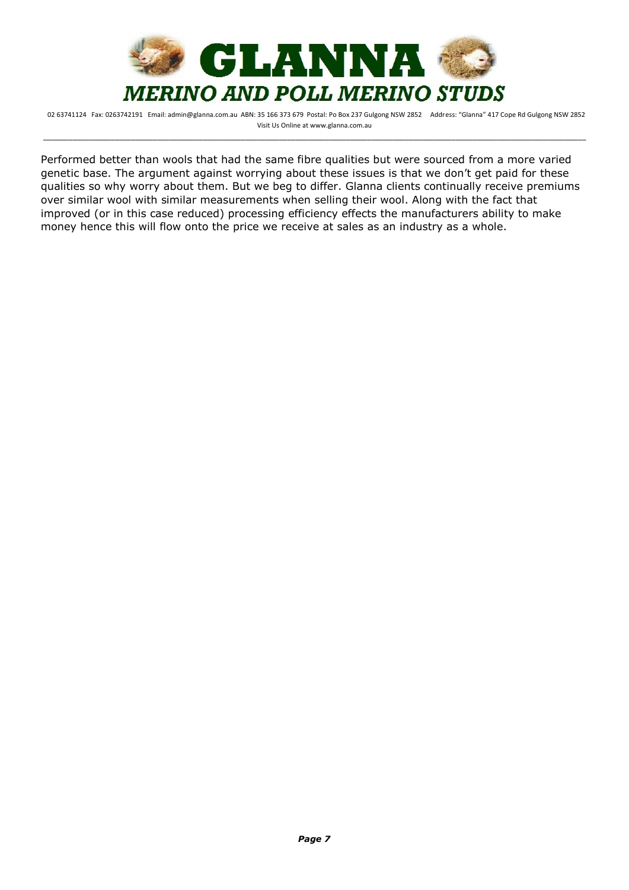Performed better than wools that had the same fibre qualities but were sourced from a more varied genetic base. The argument against worrying about these issues is that we don't get paid for these qualities so why worry about them. But we beg to differ. Glanna clients continually receive premiums over similar wool with similar measurements when selling their wool. Along with the fact that improved (or in this case reduced) processing efficiency effects the manufacturers ability to make money hence this will flow onto the price we receive at sales as an industry as a whole.